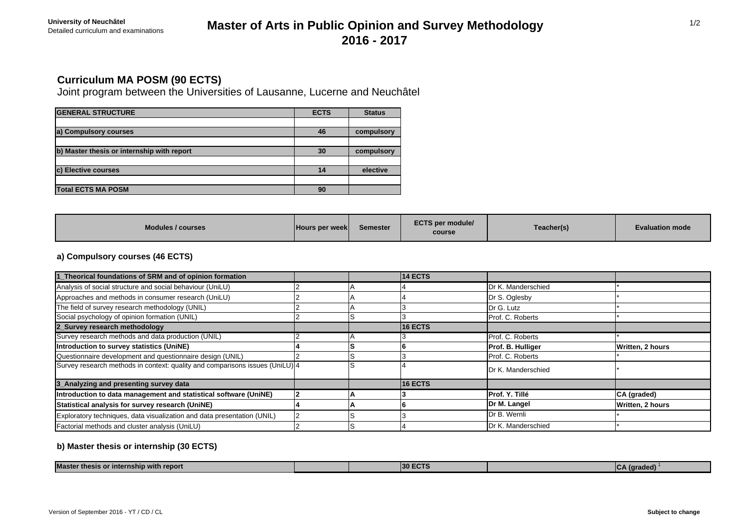University of Neuchâtel
Detailed curriculum and examinations

# Master of Arts in Public Opinion and Survey Methodology
# 2016 - 2017

## Curriculum MA POSM (90 ECTS)

Joint program between the Universities of Lausanne, Lucerne and Neuchâtel

| GENERAL STRUCTURE | ECTS | Status |
|---|---|---|
| a) Compulsory courses | 46 | compulsory |
| b) Master thesis or internship with report | 30 | compulsory |
| c) Elective courses | 14 | elective |
| Total ECTS MA POSM | 90 | |

### a) Compulsory courses (46 ECTS)

| Modules / courses | Hours per week | Semester | ECTS per module/ course | Teacher(s) | Evaluation mode |
|---|---|---|---|---|---|
| **1_Theorical foundations of SRM and of opinion formation** | | | **14 ECTS** | | |
| Analysis of social structure and social behaviour (UniLU) | 2 | A | 4 | Dr K. Manderschied | * |
| Approaches and methods in consumer research (UniLU) | 2 | A | 4 | Dr S. Oglesby | * |
| The field of survey research methodology (UNIL) | 2 | A | 3 | Dr G. Lutz | * |
| Social psychology of opinion formation (UNIL) | 2 | S | 3 | Prof. C. Roberts | * |
| **2_Survey research methodology** | | | **16 ECTS** | | |
| Survey research methods and data production (UNIL) | 2 | A | 3 | Prof. C. Roberts | * |
| **Introduction to survey statistics (UniNE)** | **4** | **S** | **6** | **Prof. B. Hulliger** | **Written, 2 hours** |
| Questionnaire development and questionnaire design (UNIL) | 2 | S | 3 | Prof. C. Roberts | * |
| Survey research methods in context: quality and comparisons issues (UniLU) | 4 | S | 4 | Dr K. Manderschied | * |
| **3_Analyzing and presenting survey data** | | | **16 ECTS** | | |
| **Introduction to data management and statistical software (UniNE)** | **2** | **A** | **3** | **Prof. Y. Tillé** | **CA (graded)** |
| **Statistical analysis for survey research (UniNE)** | **4** | **A** | **6** | **Dr M. Langel** | **Written, 2 hours** |
| Exploratory techniques, data visualization and data presentation (UNIL) | 2 | S | 3 | Dr B. Wernli | * |
| Factorial methods and cluster analysis (UniLU) | 2 | S | 4 | Dr K. Manderschied | * |

### b) Master thesis or internship (30 ECTS)

| Modules / courses | Hours per week | Semester | ECTS per module/ course | Teacher(s) | Evaluation mode |
|---|---|---|---|---|---|
| **Master thesis or internship with report** | | | **30 ECTS** | | **CA (graded)** [1] |

Version of September 2016 - YT / CD / CL

**Subject to change**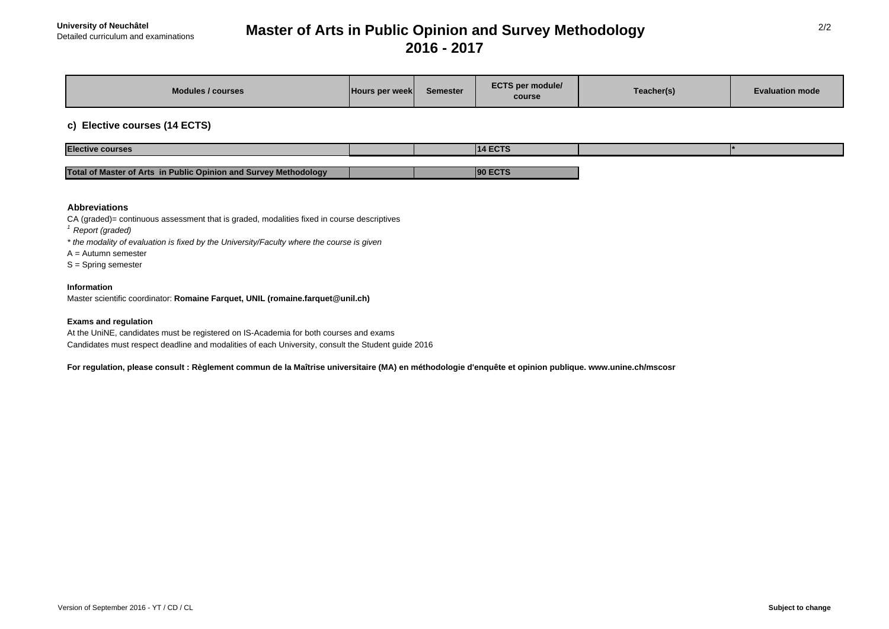| Modules / courses | Hours per week | Semester | ECTS per module/ course | Teacher(s) | Evaluation mode |
|---|---|---|---|---|---|

## c) Elective courses (14 ECTS)

| Modules / courses | Hours per week | Semester | ECTS per module/ course | Teacher(s) | Evaluation mode |
|---|---|---|---|---|---|
| **Elective courses** | | | **14 ECTS** | | * |
| **Total of Master of Arts in Public Opinion and Survey Methodology** | | | **90 ECTS** | | |

**Abbreviations**

CA (graded)= continuous assessment that is graded, modalities fixed in course descriptives

[1] *Report (graded)*

*\* the modality of evaluation is fixed by the University/Faculty where the course is given*

A = Autumn semester

S = Spring semester

**Information**

Master scientific coordinator: **Romaine Farquet, UNIL (romaine.farquet@unil.ch)**

**Exams and regulation**

At the UniNE, candidates must be registered on IS-Academia for both courses and exams

Candidates must respect deadline and modalities of each University, consult the Student guide 2016

**For regulation, please consult : Règlement commun de la Maîtrise universitaire (MA) en méthodologie d'enquête et opinion publique. www.unine.ch/mscosr**

Version of September 2016 - YT / CD / CL

**Subject to change**